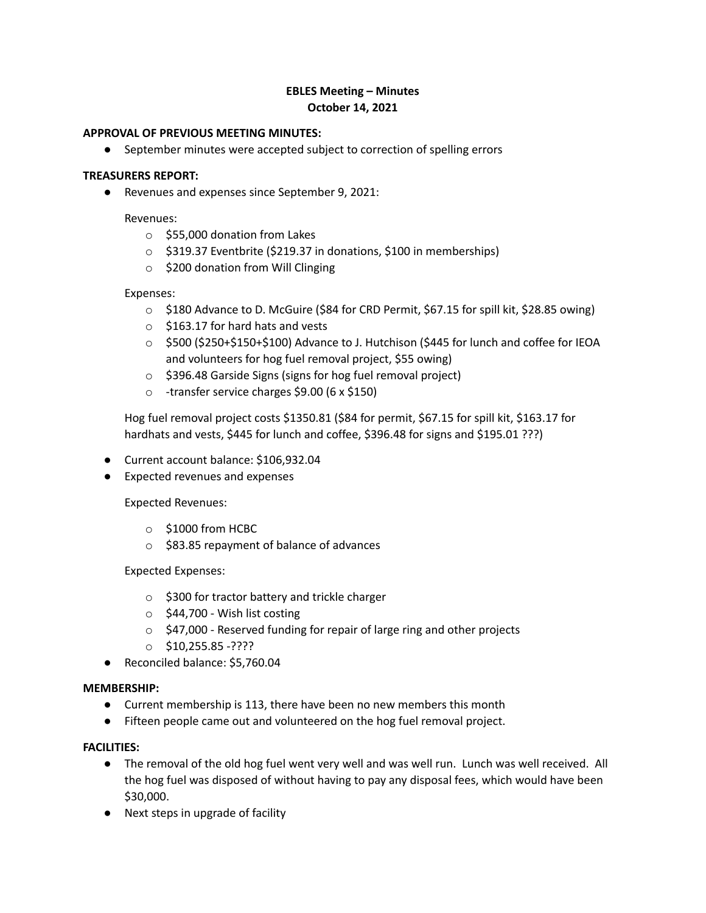**EBLES Meeting – Minutes**
**October 14, 2021**

**APPROVAL OF PREVIOUS MEETING MINUTES:**

- September minutes were accepted subject to correction of spelling errors

**TREASURERS REPORT:**

- Revenues and expenses since September 9, 2021:

  Revenues:
  - $55,000 donation from Lakes
  - $319.37 Eventbrite ($219.37 in donations, $100 in memberships)
  - $200 donation from Will Clinging

  Expenses:
  - $180 Advance to D. McGuire ($84 for CRD Permit, $67.15 for spill kit, $28.85 owing)
  - $163.17 for hard hats and vests
  - $500 ($250+$150+$100) Advance to J. Hutchison ($445 for lunch and coffee for IEOA and volunteers for hog fuel removal project, $55 owing)
  - $396.48 Garside Signs (signs for hog fuel removal project)
  - -transfer service charges $9.00 (6 x $150)

  Hog fuel removal project costs $1350.81 ($84 for permit, $67.15 for spill kit, $163.17 for hardhats and vests, $445 for lunch and coffee, $396.48 for signs and $195.01 ???)

- Current account balance: $106,932.04
- Expected revenues and expenses

  Expected Revenues:
  - $1000 from HCBC
  - $83.85 repayment of balance of advances

  Expected Expenses:
  - $300 for tractor battery and trickle charger
  - $44,700 - Wish list costing
  - $47,000 - Reserved funding for repair of large ring and other projects
  - $10,255.85 -????

- Reconciled balance: $5,760.04

**MEMBERSHIP:**

- Current membership is 113, there have been no new members this month
- Fifteen people came out and volunteered on the hog fuel removal project.

**FACILITIES:**

- The removal of the old hog fuel went very well and was well run. Lunch was well received. All the hog fuel was disposed of without having to pay any disposal fees, which would have been $30,000.
- Next steps in upgrade of facility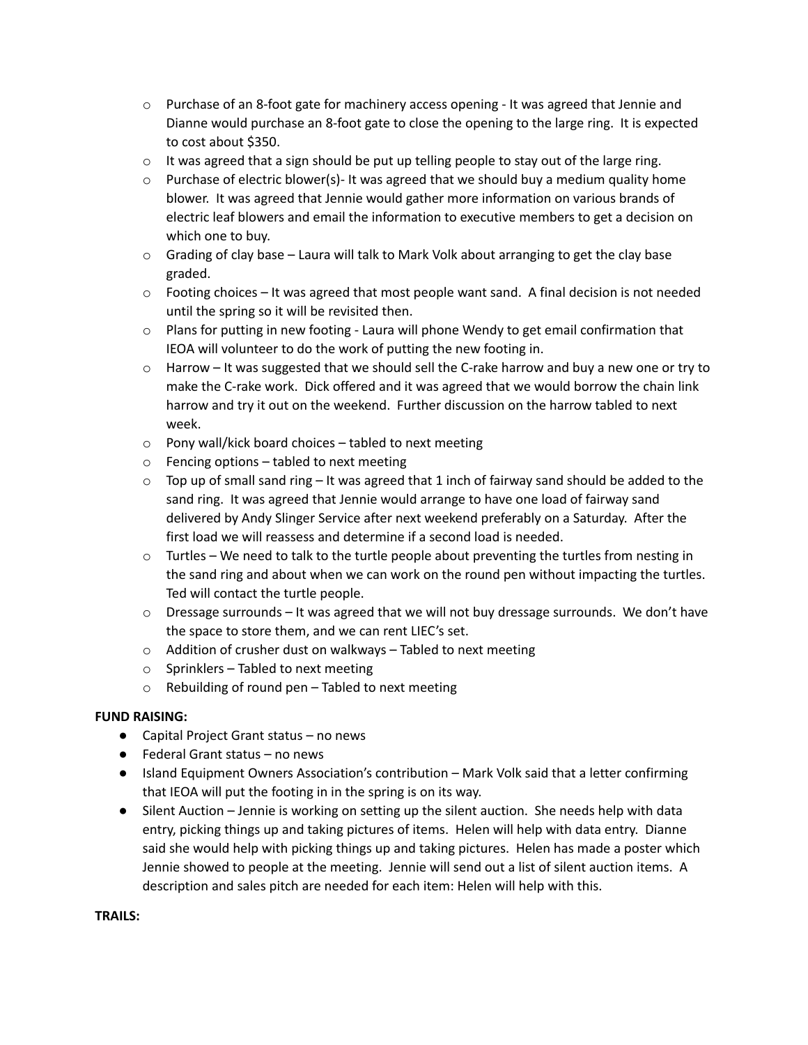- Purchase of an 8-foot gate for machinery access opening - It was agreed that Jennie and Dianne would purchase an 8-foot gate to close the opening to the large ring. It is expected to cost about $350.
- It was agreed that a sign should be put up telling people to stay out of the large ring.
- Purchase of electric blower(s)- It was agreed that we should buy a medium quality home blower. It was agreed that Jennie would gather more information on various brands of electric leaf blowers and email the information to executive members to get a decision on which one to buy.
- Grading of clay base – Laura will talk to Mark Volk about arranging to get the clay base graded.
- Footing choices – It was agreed that most people want sand. A final decision is not needed until the spring so it will be revisited then.
- Plans for putting in new footing - Laura will phone Wendy to get email confirmation that IEOA will volunteer to do the work of putting the new footing in.
- Harrow – It was suggested that we should sell the C-rake harrow and buy a new one or try to make the C-rake work. Dick offered and it was agreed that we would borrow the chain link harrow and try it out on the weekend. Further discussion on the harrow tabled to next week.
- Pony wall/kick board choices – tabled to next meeting
- Fencing options – tabled to next meeting
- Top up of small sand ring – It was agreed that 1 inch of fairway sand should be added to the sand ring. It was agreed that Jennie would arrange to have one load of fairway sand delivered by Andy Slinger Service after next weekend preferably on a Saturday. After the first load we will reassess and determine if a second load is needed.
- Turtles – We need to talk to the turtle people about preventing the turtles from nesting in the sand ring and about when we can work on the round pen without impacting the turtles. Ted will contact the turtle people.
- Dressage surrounds – It was agreed that we will not buy dressage surrounds. We don't have the space to store them, and we can rent LIEC's set.
- Addition of crusher dust on walkways – Tabled to next meeting
- Sprinklers – Tabled to next meeting
- Rebuilding of round pen – Tabled to next meeting

**FUND RAISING:**

- Capital Project Grant status – no news
- Federal Grant status – no news
- Island Equipment Owners Association's contribution – Mark Volk said that a letter confirming that IEOA will put the footing in in the spring is on its way.
- Silent Auction – Jennie is working on setting up the silent auction. She needs help with data entry, picking things up and taking pictures of items. Helen will help with data entry. Dianne said she would help with picking things up and taking pictures. Helen has made a poster which Jennie showed to people at the meeting. Jennie will send out a list of silent auction items. A description and sales pitch are needed for each item: Helen will help with this.

**TRAILS:**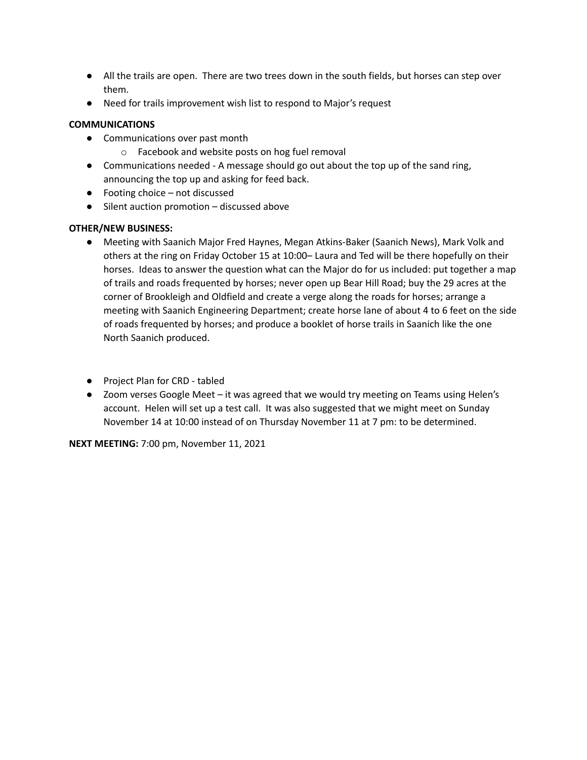- All the trails are open.  There are two trees down in the south fields, but horses can step over them.
- Need for trails improvement wish list to respond to Major's request

**COMMUNICATIONS**

- Communications over past month
  - Facebook and website posts on hog fuel removal
- Communications needed - A message should go out about the top up of the sand ring, announcing the top up and asking for feed back.
- Footing choice – not discussed
- Silent auction promotion – discussed above

**OTHER/NEW BUSINESS:**

- Meeting with Saanich Major Fred Haynes, Megan Atkins-Baker (Saanich News), Mark Volk and others at the ring on Friday October 15 at 10:00– Laura and Ted will be there hopefully on their horses.  Ideas to answer the question what can the Major do for us included: put together a map of trails and roads frequented by horses; never open up Bear Hill Road; buy the 29 acres at the corner of Brookleigh and Oldfield and create a verge along the roads for horses; arrange a meeting with Saanich Engineering Department; create horse lane of about 4 to 6 feet on the side of roads frequented by horses; and produce a booklet of horse trails in Saanich like the one North Saanich produced.

- Project Plan for CRD - tabled
- Zoom verses Google Meet – it was agreed that we would try meeting on Teams using Helen's account.  Helen will set up a test call.  It was also suggested that we might meet on Sunday November 14 at 10:00 instead of on Thursday November 11 at 7 pm: to be determined.

**NEXT MEETING:** 7:00 pm, November 11, 2021